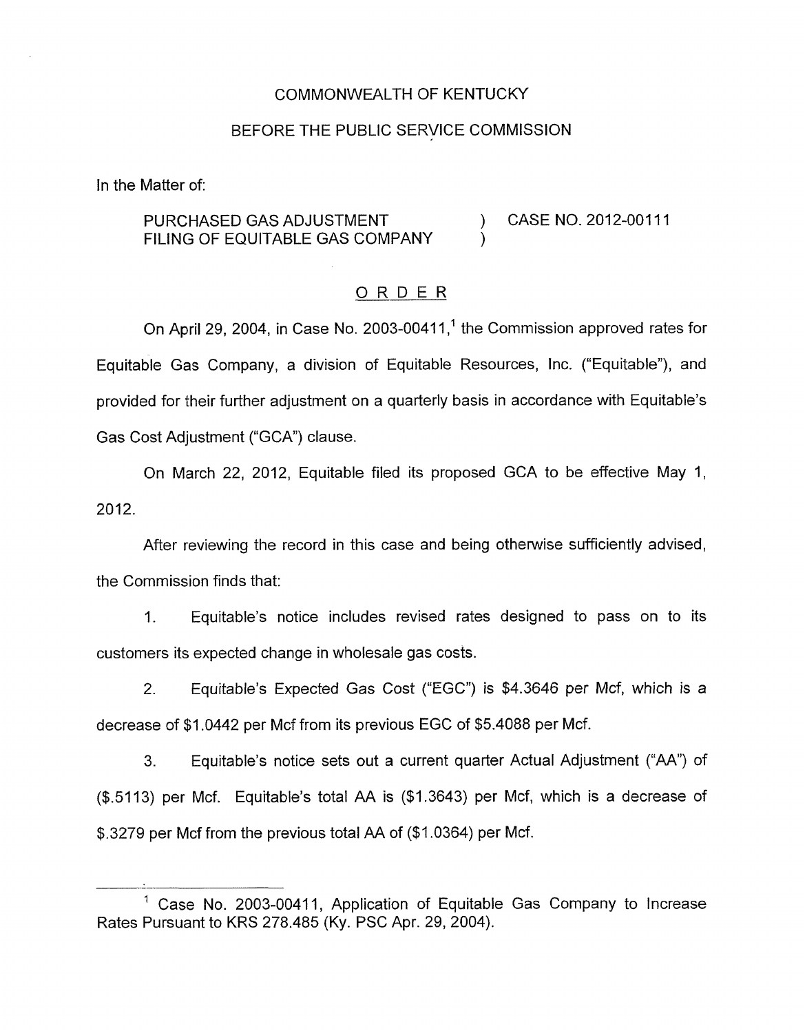COMMONWEALTH OF KENTUCKY

BEFORE THE PUBLIC SERVICE COMMISSION

In the Matter of:

PURCHASED GAS ADJUSTMENT FILING OF EQUITABLE GAS COMPANY ) CASE NO. 2012-00111

# ORDER

On April 29, 2004, in Case No. 2003-00411,[1] the Commission approved rates for Equitable Gas Company, a division of Equitable Resources, Inc. ("Equitable"), and provided for their further adjustment on a quarterly basis in accordance with Equitable's Gas Cost Adjustment ("GCA") clause.

On March 22, 2012, Equitable filed its proposed GCA to be effective May 1, 2012.

After reviewing the record in this case and being otherwise sufficiently advised, the Commission finds that:

1. Equitable's notice includes revised rates designed to pass on to its customers its expected change in wholesale gas costs.

2. Equitable's Expected Gas Cost ("EGC") is $4.3646 per Mcf, which is a decrease of $1.0442 per Mcf from its previous EGC of $5.4088 per Mcf.

3. Equitable's notice sets out a current quarter Actual Adjustment ("AA") of ($.5113) per Mcf. Equitable's total AA is ($1.3643) per Mcf, which is a decrease of $.3279 per Mcf from the previous total AA of ($1.0364) per Mcf.

---

[1] Case No. 2003-00411, Application of Equitable Gas Company to Increase Rates Pursuant to KRS 278.485 (Ky. PSC Apr. 29, 2004).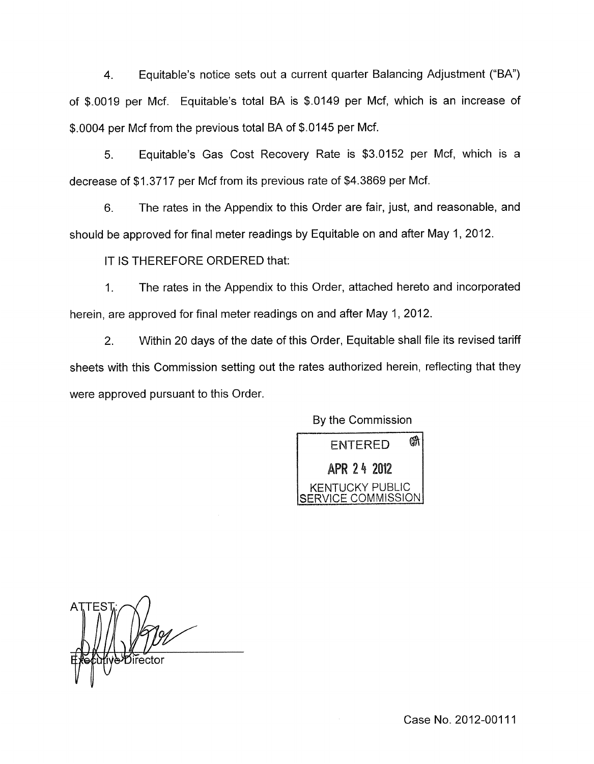4. Equitable's notice sets out a current quarter Balancing Adjustment ("BA") of $.0019 per Mcf. Equitable's total BA is $.0149 per Mcf, which is an increase of $.0004 per Mcf from the previous total BA of $.0145 per Mcf.

5. Equitable's Gas Cost Recovery Rate is $3.0152 per Mcf, which is a decrease of $1.3717 per Mcf from its previous rate of $4.3869 per Mcf.

6. The rates in the Appendix to this Order are fair, just, and reasonable, and should be approved for final meter readings by Equitable on and after May 1, 2012.

IT IS THEREFORE ORDERED that:

1. The rates in the Appendix to this Order, attached hereto and incorporated herein, are approved for final meter readings on and after May 1, 2012.

2. Within 20 days of the date of this Order, Equitable shall file its revised tariff sheets with this Commission setting out the rates authorized herein, reflecting that they were approved pursuant to this Order.

By the Commission

ENTERED
APR 24 2012
KENTUCKY PUBLIC SERVICE COMMISSION

ATTEST:

Executive Director

Case No. 2012-00111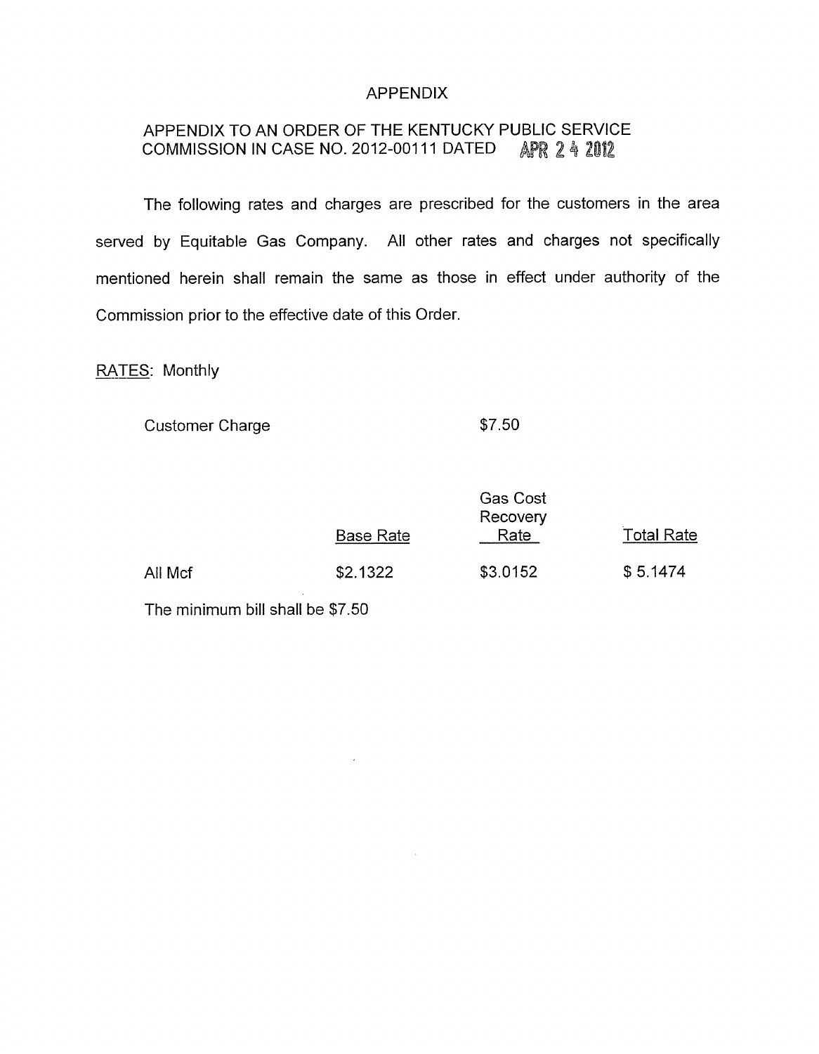# APPENDIX

## APPENDIX TO AN ORDER OF THE KENTUCKY PUBLIC SERVICE COMMISSION IN CASE NO. 2012-00111 DATED APR 24 2012

The following rates and charges are prescribed for the customers in the area served by Equitable Gas Company. All other rates and charges not specifically mentioned herein shall remain the same as those in effect under authority of the Commission prior to the effective date of this Order.

RATES: Monthly

Customer Charge $7.50

| | Base Rate | Gas Cost Recovery Rate | Total Rate |
|---|---|---|---|
| All Mcf | $2.1322 | $3.0152 | $ 5.1474 |

The minimum bill shall be $7.50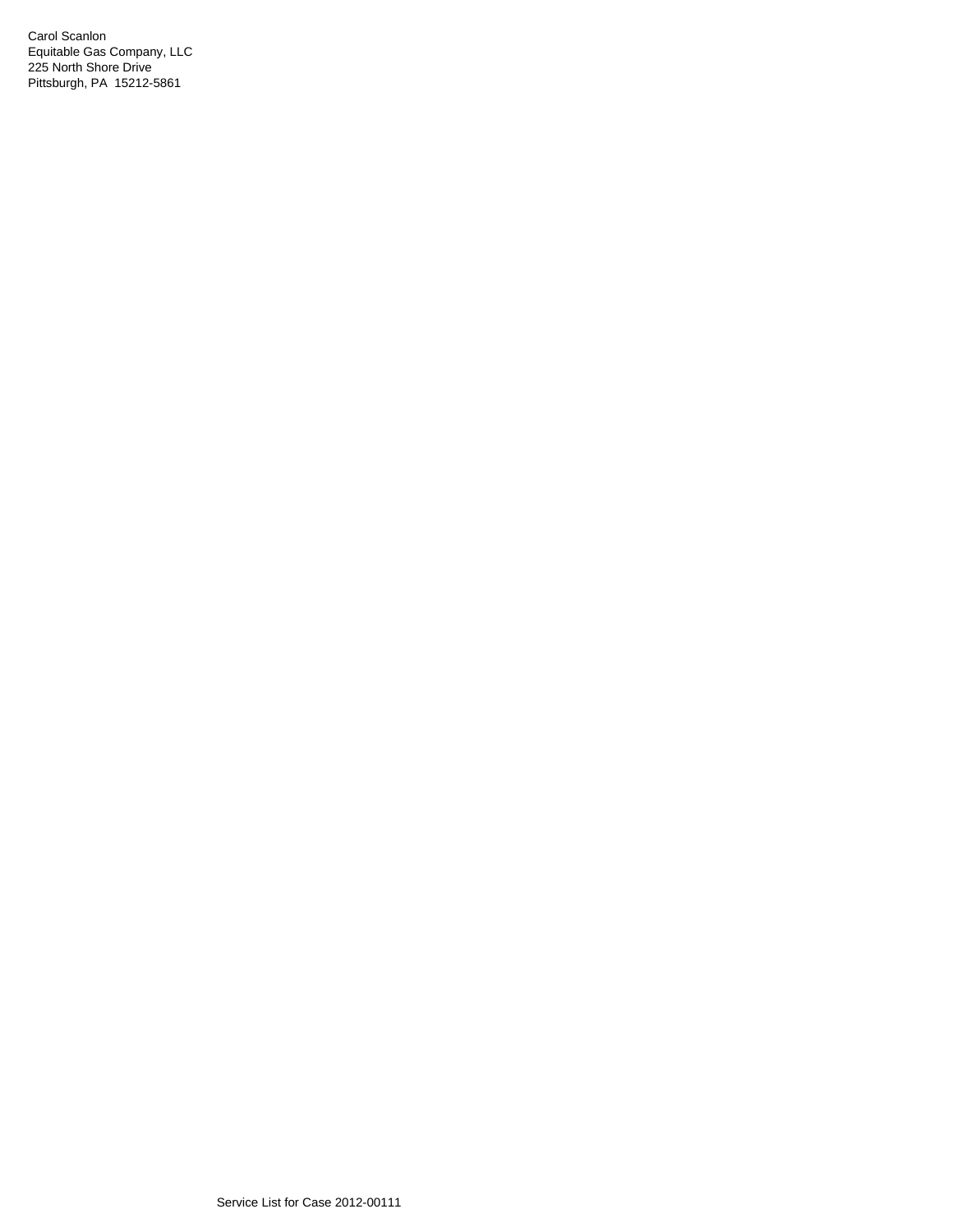Carol Scanlon
Equitable Gas Company, LLC
225 North Shore Drive
Pittsburgh, PA  15212-5861